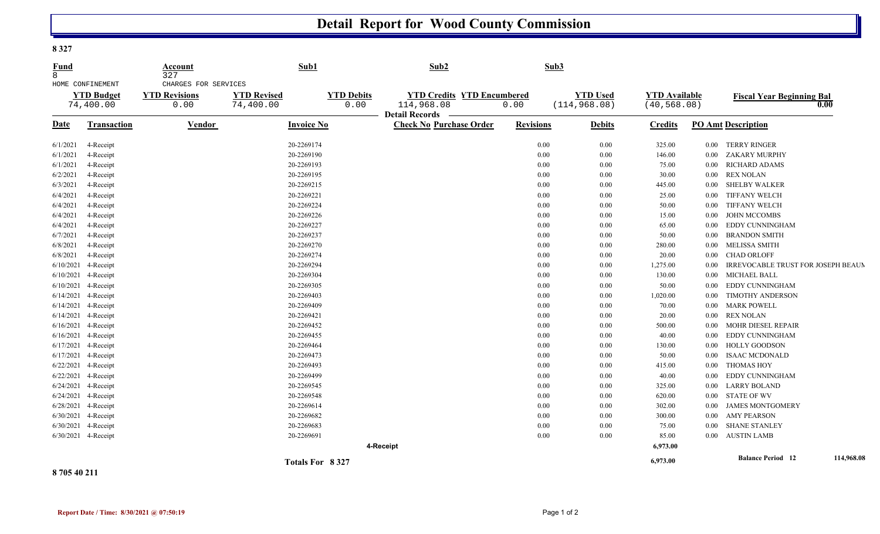# Detail Report for Wood County Commission

**8 327**

| Fund | Account | Sub1 | Sub2 | Sub3 |
|---|---|---|---|---|
| 8 | 327 | | | |
| HOME CONFINEMENT | CHARGES FOR SERVICES | | | |

| YTD Budget | YTD Revisions | YTD Revised | YTD Debits | YTD Credits | YTD Encumbered | YTD Used | YTD Available | Fiscal Year Beginning Bal |
|---|---|---|---|---|---|---|---|---|
| 74,400.00 | 0.00 | 74,400.00 | 0.00 | 114,968.08 | 0.00 | (114,968.08) | (40,568.08) | 0.00 |

**Detail Records**

| Date | Transaction | Vendor | Invoice No | Check No | Purchase Order | Revisions | Debits | Credits | PO Amt | Description |
|---|---|---|---|---|---|---|---|---|---|---|
| 6/1/2021 | 4-Receipt | | 20-2269174 | | | 0.00 | 0.00 | 325.00 | 0.00 | TERRY RINGER |
| 6/1/2021 | 4-Receipt | | 20-2269190 | | | 0.00 | 0.00 | 146.00 | 0.00 | ZAKARY MURPHY |
| 6/1/2021 | 4-Receipt | | 20-2269193 | | | 0.00 | 0.00 | 75.00 | 0.00 | RICHARD ADAMS |
| 6/2/2021 | 4-Receipt | | 20-2269195 | | | 0.00 | 0.00 | 30.00 | 0.00 | REX NOLAN |
| 6/3/2021 | 4-Receipt | | 20-2269215 | | | 0.00 | 0.00 | 445.00 | 0.00 | SHELBY WALKER |
| 6/4/2021 | 4-Receipt | | 20-2269221 | | | 0.00 | 0.00 | 25.00 | 0.00 | TIFFANY WELCH |
| 6/4/2021 | 4-Receipt | | 20-2269224 | | | 0.00 | 0.00 | 50.00 | 0.00 | TIFFANY WELCH |
| 6/4/2021 | 4-Receipt | | 20-2269226 | | | 0.00 | 0.00 | 15.00 | 0.00 | JOHN MCCOMBS |
| 6/4/2021 | 4-Receipt | | 20-2269227 | | | 0.00 | 0.00 | 65.00 | 0.00 | EDDY CUNNINGHAM |
| 6/7/2021 | 4-Receipt | | 20-2269237 | | | 0.00 | 0.00 | 50.00 | 0.00 | BRANDON SMITH |
| 6/8/2021 | 4-Receipt | | 20-2269270 | | | 0.00 | 0.00 | 280.00 | 0.00 | MELISSA SMITH |
| 6/8/2021 | 4-Receipt | | 20-2269274 | | | 0.00 | 0.00 | 20.00 | 0.00 | CHAD ORLOFF |
| 6/10/2021 | 4-Receipt | | 20-2269294 | | | 0.00 | 0.00 | 1,275.00 | 0.00 | IRREVOCABLE TRUST FOR JOSEPH BEAUM |
| 6/10/2021 | 4-Receipt | | 20-2269304 | | | 0.00 | 0.00 | 130.00 | 0.00 | MICHAEL BALL |
| 6/10/2021 | 4-Receipt | | 20-2269305 | | | 0.00 | 0.00 | 50.00 | 0.00 | EDDY CUNNINGHAM |
| 6/14/2021 | 4-Receipt | | 20-2269403 | | | 0.00 | 0.00 | 1,020.00 | 0.00 | TIMOTHY ANDERSON |
| 6/14/2021 | 4-Receipt | | 20-2269409 | | | 0.00 | 0.00 | 70.00 | 0.00 | MARK POWELL |
| 6/14/2021 | 4-Receipt | | 20-2269421 | | | 0.00 | 0.00 | 20.00 | 0.00 | REX NOLAN |
| 6/16/2021 | 4-Receipt | | 20-2269452 | | | 0.00 | 0.00 | 500.00 | 0.00 | MOHR DIESEL REPAIR |
| 6/16/2021 | 4-Receipt | | 20-2269455 | | | 0.00 | 0.00 | 40.00 | 0.00 | EDDY CUNNINGHAM |
| 6/17/2021 | 4-Receipt | | 20-2269464 | | | 0.00 | 0.00 | 130.00 | 0.00 | HOLLY GOODSON |
| 6/17/2021 | 4-Receipt | | 20-2269473 | | | 0.00 | 0.00 | 50.00 | 0.00 | ISAAC MCDONALD |
| 6/22/2021 | 4-Receipt | | 20-2269493 | | | 0.00 | 0.00 | 415.00 | 0.00 | THOMAS HOY |
| 6/22/2021 | 4-Receipt | | 20-2269499 | | | 0.00 | 0.00 | 40.00 | 0.00 | EDDY CUNNINGHAM |
| 6/24/2021 | 4-Receipt | | 20-2269545 | | | 0.00 | 0.00 | 325.00 | 0.00 | LARRY BOLAND |
| 6/24/2021 | 4-Receipt | | 20-2269548 | | | 0.00 | 0.00 | 620.00 | 0.00 | STATE OF WV |
| 6/28/2021 | 4-Receipt | | 20-2269614 | | | 0.00 | 0.00 | 302.00 | 0.00 | JAMES MONTGOMERY |
| 6/30/2021 | 4-Receipt | | 20-2269682 | | | 0.00 | 0.00 | 300.00 | 0.00 | AMY PEARSON |
| 6/30/2021 | 4-Receipt | | 20-2269683 | | | 0.00 | 0.00 | 75.00 | 0.00 | SHANE STANLEY |
| 6/30/2021 | 4-Receipt | | 20-2269691 | | | 0.00 | 0.00 | 85.00 | 0.00 | AUSTIN LAMB |
| | | | | **4-Receipt** | | | | **6,973.00** | | |
| | | | **Totals For 8 327** | | | | | **6,973.00** | | **Balance Period 12** **114,968.08** |

**8 705 40 211**

**Report Date / Time: 8/30/2021 @ 07:50:19**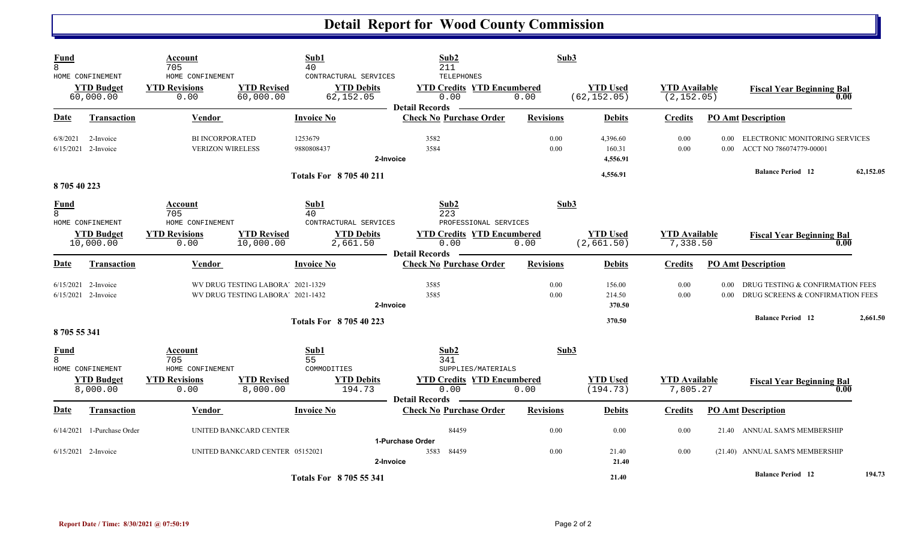# Detail Report for Wood County Commission

| Fund | Account | | Sub1 | Sub2 | | Sub3 | | | |
|---|---|---|---|---|---|---|---|---|---|
| 8 HOME CONFINEMENT | 705 HOME CONFINEMENT | | 40 CONTRACTURAL SERVICES | 211 TELEPHONES | | | | | |
| **YTD Budget** | **YTD Revisions** | **YTD Revised** | **YTD Debits** | **YTD Credits** | **YTD Encumbered** | **YTD Used** | **YTD Available** | **Fiscal Year Beginning Bal** | |
| 60,000.00 | 0.00 | 60,000.00 | 62,152.05 | 0.00 | 0.00 | (62,152.05) | (2,152.05) | 0.00 | |

**Detail Records**

| Date | Transaction | Vendor | Invoice No | Check No | Purchase Order | Revisions | Debits | Credits | PO Amt | Description |
|---|---|---|---|---|---|---|---|---|---|---|
| 6/8/2021 | 2-Invoice | BI INCORPORATED | 1253679 | 3582 | | 0.00 | 4,396.60 | 0.00 | 0.00 | ELECTRONIC MONITORING SERVICES |
| 6/15/2021 | 2-Invoice | VERIZON WIRELESS | 9880808437 | 3584 | | 0.00 | 160.31 | 0.00 | 0.00 | ACCT NO 786074779-00001 |
| | | | 2-Invoice | | | | 4,556.91 | | | |
| | | | Totals For 8 705 40 211 | | | | 4,556.91 | | | Balance Period 12 62,152.05 |

**8 705 40 223**

| Fund | Account | | Sub1 | Sub2 | | Sub3 | | | |
|---|---|---|---|---|---|---|---|---|---|
| 8 HOME CONFINEMENT | 705 HOME CONFINEMENT | | 40 CONTRACTURAL SERVICES | 223 PROFESSIONAL SERVICES | | | | | |
| **YTD Budget** | **YTD Revisions** | **YTD Revised** | **YTD Debits** | **YTD Credits** | **YTD Encumbered** | **YTD Used** | **YTD Available** | **Fiscal Year Beginning Bal** | |
| 10,000.00 | 0.00 | 10,000.00 | 2,661.50 | 0.00 | 0.00 | (2,661.50) | 7,338.50 | 0.00 | |

**Detail Records**

| Date | Transaction | Vendor | Invoice No | Check No | Purchase Order | Revisions | Debits | Credits | PO Amt | Description |
|---|---|---|---|---|---|---|---|---|---|---|
| 6/15/2021 | 2-Invoice | WV DRUG TESTING LABORA' | 2021-1329 | 3585 | | 0.00 | 156.00 | 0.00 | 0.00 | DRUG TESTING & CONFIRMATION FEES |
| 6/15/2021 | 2-Invoice | WV DRUG TESTING LABORA' | 2021-1432 | 3585 | | 0.00 | 214.50 | 0.00 | 0.00 | DRUG SCREENS & CONFIRMATION FEES |
| | | | 2-Invoice | | | | 370.50 | | | |
| | | | Totals For 8 705 40 223 | | | | 370.50 | | | Balance Period 12 2,661.50 |

**8 705 55 341**

| Fund | Account | | Sub1 | Sub2 | | Sub3 | | | |
|---|---|---|---|---|---|---|---|---|---|
| 8 HOME CONFINEMENT | 705 HOME CONFINEMENT | | 55 COMMODITIES | 341 SUPPLIES/MATERIALS | | | | | |
| **YTD Budget** | **YTD Revisions** | **YTD Revised** | **YTD Debits** | **YTD Credits** | **YTD Encumbered** | **YTD Used** | **YTD Available** | **Fiscal Year Beginning Bal** | |
| 8,000.00 | 0.00 | 8,000.00 | 194.73 | 0.00 | 0.00 | (194.73) | 7,805.27 | 0.00 | |

**Detail Records**

| Date | Transaction | Vendor | Invoice No | Check No | Purchase Order | Revisions | Debits | Credits | PO Amt | Description |
|---|---|---|---|---|---|---|---|---|---|---|
| 6/14/2021 | 1-Purchase Order | UNITED BANKCARD CENTER | | | 84459 | 0.00 | 0.00 | 0.00 | 21.40 | ANNUAL SAM'S MEMBERSHIP |
| | | | 1-Purchase Order | | | | | | | |
| 6/15/2021 | 2-Invoice | UNITED BANKCARD CENTER | 05152021 | 3583 | 84459 | 0.00 | 21.40 | 0.00 | (21.40) | ANNUAL SAM'S MEMBERSHIP |
| | | | 2-Invoice | | | | 21.40 | | | |
| | | | Totals For 8 705 55 341 | | | | 21.40 | | | Balance Period 12 194.73 |

Report Date / Time: 8/30/2021 @ 07:50:19